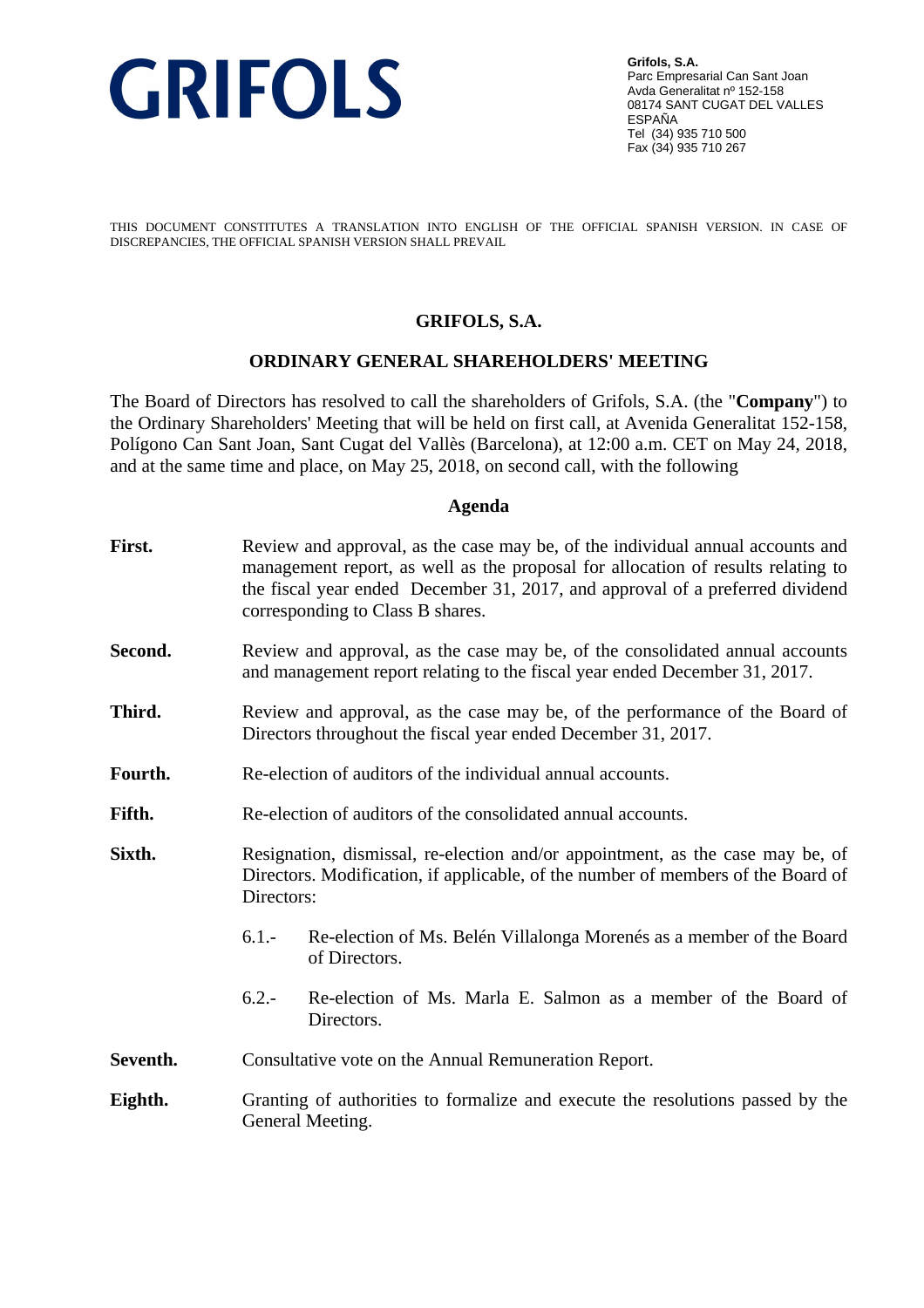GRIFOLS

**Grifols, S.A.**
Parc Empresarial Can Sant Joan
Avda Generalitat nº 152-158
08174 SANT CUGAT DEL VALLES
ESPAÑA
Tel (34) 935 710 500
Fax (34) 935 710 267

THIS DOCUMENT CONSTITUTES A TRANSLATION INTO ENGLISH OF THE OFFICIAL SPANISH VERSION. IN CASE OF DISCREPANCIES, THE OFFICIAL SPANISH VERSION SHALL PREVAIL

# GRIFOLS, S.A.

## ORDINARY GENERAL SHAREHOLDERS' MEETING

The Board of Directors has resolved to call the shareholders of Grifols, S.A. (the "**Company**") to the Ordinary Shareholders' Meeting that will be held on first call, at Avenida Generalitat 152-158, Polígono Can Sant Joan, Sant Cugat del Vallès (Barcelona), at 12:00 a.m. CET on May 24, 2018, and at the same time and place, on May 25, 2018, on second call, with the following

### Agenda

**First.** Review and approval, as the case may be, of the individual annual accounts and management report, as well as the proposal for allocation of results relating to the fiscal year ended December 31, 2017, and approval of a preferred dividend corresponding to Class B shares.

**Second.** Review and approval, as the case may be, of the consolidated annual accounts and management report relating to the fiscal year ended December 31, 2017.

**Third.** Review and approval, as the case may be, of the performance of the Board of Directors throughout the fiscal year ended December 31, 2017.

**Fourth.** Re-election of auditors of the individual annual accounts.

**Fifth.** Re-election of auditors of the consolidated annual accounts.

**Sixth.** Resignation, dismissal, re-election and/or appointment, as the case may be, of Directors. Modification, if applicable, of the number of members of the Board of Directors:

6.1.- Re-election of Ms. Belén Villalonga Morenés as a member of the Board of Directors.

6.2.- Re-election of Ms. Marla E. Salmon as a member of the Board of Directors.

**Seventh.** Consultative vote on the Annual Remuneration Report.

**Eighth.** Granting of authorities to formalize and execute the resolutions passed by the General Meeting.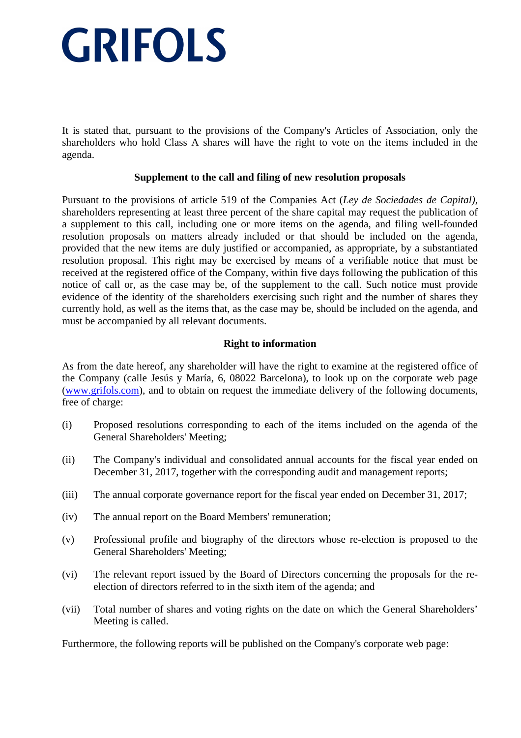It is stated that, pursuant to the provisions of the Company's Articles of Association, only the shareholders who hold Class A shares will have the right to vote on the items included in the agenda.

**Supplement to the call and filing of new resolution proposals**

Pursuant to the provisions of article 519 of the Companies Act (*Ley de Sociedades de Capital)*, shareholders representing at least three percent of the share capital may request the publication of a supplement to this call, including one or more items on the agenda, and filing well-founded resolution proposals on matters already included or that should be included on the agenda, provided that the new items are duly justified or accompanied, as appropriate, by a substantiated resolution proposal. This right may be exercised by means of a verifiable notice that must be received at the registered office of the Company, within five days following the publication of this notice of call or, as the case may be, of the supplement to the call. Such notice must provide evidence of the identity of the shareholders exercising such right and the number of shares they currently hold, as well as the items that, as the case may be, should be included on the agenda, and must be accompanied by all relevant documents.

**Right to information**

As from the date hereof, any shareholder will have the right to examine at the registered office of the Company (calle Jesús y María, 6, 08022 Barcelona), to look up on the corporate web page (www.grifols.com), and to obtain on request the immediate delivery of the following documents, free of charge:

(i) Proposed resolutions corresponding to each of the items included on the agenda of the General Shareholders' Meeting;

(ii) The Company's individual and consolidated annual accounts for the fiscal year ended on December 31, 2017, together with the corresponding audit and management reports;

(iii) The annual corporate governance report for the fiscal year ended on December 31, 2017;

(iv) The annual report on the Board Members' remuneration;

(v) Professional profile and biography of the directors whose re-election is proposed to the General Shareholders' Meeting;

(vi) The relevant report issued by the Board of Directors concerning the proposals for the re-election of directors referred to in the sixth item of the agenda; and

(vii) Total number of shares and voting rights on the date on which the General Shareholders' Meeting is called.

Furthermore, the following reports will be published on the Company's corporate web page: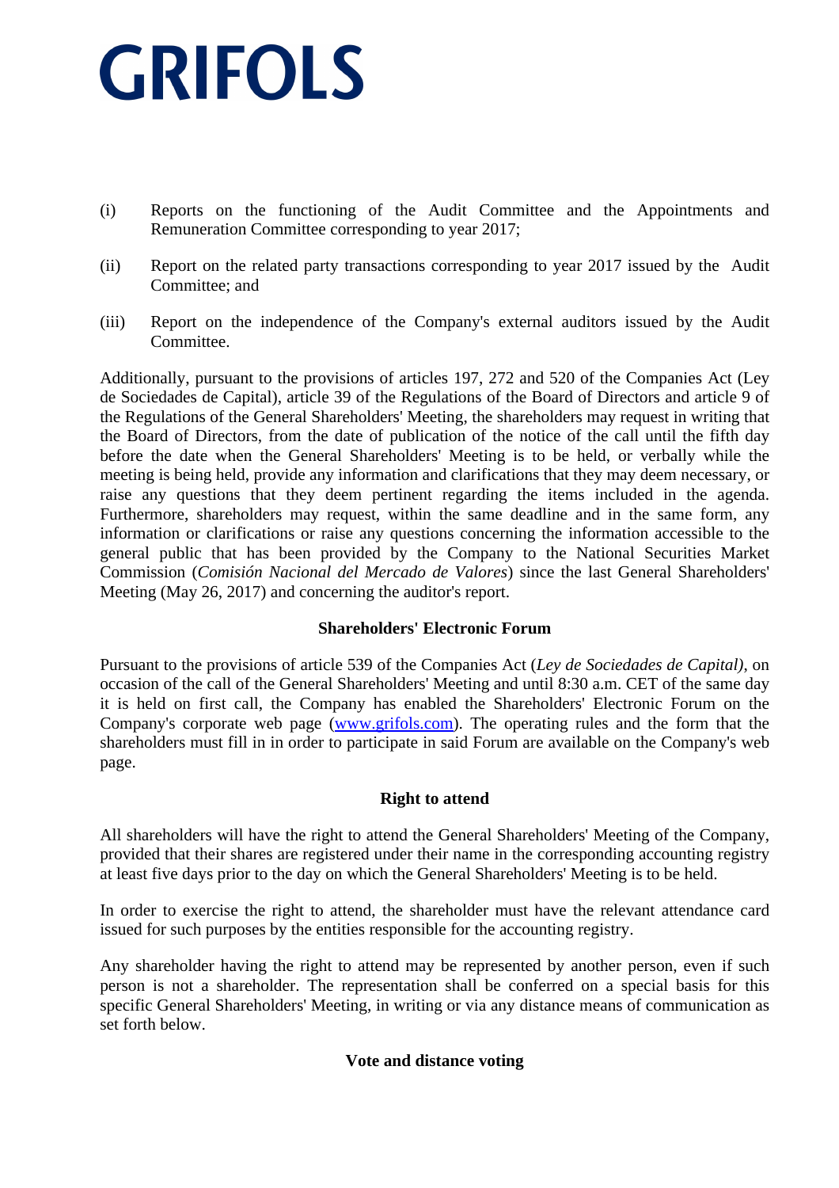(i) Reports on the functioning of the Audit Committee and the Appointments and Remuneration Committee corresponding to year 2017;

(ii) Report on the related party transactions corresponding to year 2017 issued by the Audit Committee; and

(iii) Report on the independence of the Company's external auditors issued by the Audit Committee.

Additionally, pursuant to the provisions of articles 197, 272 and 520 of the Companies Act (Ley de Sociedades de Capital), article 39 of the Regulations of the Board of Directors and article 9 of the Regulations of the General Shareholders' Meeting, the shareholders may request in writing that the Board of Directors, from the date of publication of the notice of the call until the fifth day before the date when the General Shareholders' Meeting is to be held, or verbally while the meeting is being held, provide any information and clarifications that they may deem necessary, or raise any questions that they deem pertinent regarding the items included in the agenda. Furthermore, shareholders may request, within the same deadline and in the same form, any information or clarifications or raise any questions concerning the information accessible to the general public that has been provided by the Company to the National Securities Market Commission (*Comisión Nacional del Mercado de Valores*) since the last General Shareholders' Meeting (May 26, 2017) and concerning the auditor's report.

**Shareholders' Electronic Forum**

Pursuant to the provisions of article 539 of the Companies Act (*Ley de Sociedades de Capital)*, on occasion of the call of the General Shareholders' Meeting and until 8:30 a.m. CET of the same day it is held on first call, the Company has enabled the Shareholders' Electronic Forum on the Company's corporate web page (www.grifols.com). The operating rules and the form that the shareholders must fill in in order to participate in said Forum are available on the Company's web page.

**Right to attend**

All shareholders will have the right to attend the General Shareholders' Meeting of the Company, provided that their shares are registered under their name in the corresponding accounting registry at least five days prior to the day on which the General Shareholders' Meeting is to be held.

In order to exercise the right to attend, the shareholder must have the relevant attendance card issued for such purposes by the entities responsible for the accounting registry.

Any shareholder having the right to attend may be represented by another person, even if such person is not a shareholder. The representation shall be conferred on a special basis for this specific General Shareholders' Meeting, in writing or via any distance means of communication as set forth below.

**Vote and distance voting**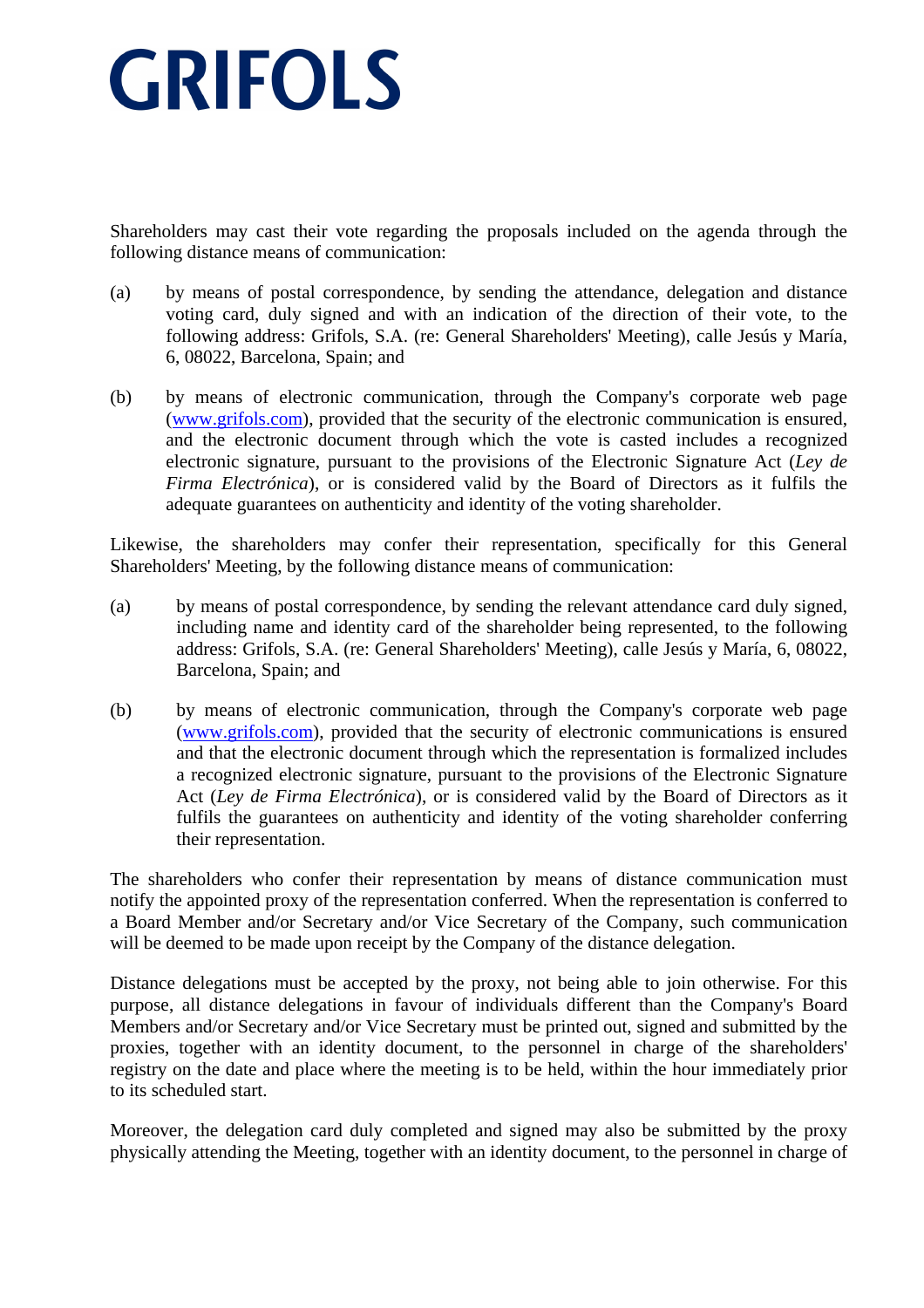Shareholders may cast their vote regarding the proposals included on the agenda through the following distance means of communication:

(a) by means of postal correspondence, by sending the attendance, delegation and distance voting card, duly signed and with an indication of the direction of their vote, to the following address: Grifols, S.A. (re: General Shareholders' Meeting), calle Jesús y María, 6, 08022, Barcelona, Spain; and

(b) by means of electronic communication, through the Company's corporate web page (www.grifols.com), provided that the security of the electronic communication is ensured, and the electronic document through which the vote is casted includes a recognized electronic signature, pursuant to the provisions of the Electronic Signature Act (*Ley de Firma Electrónica*), or is considered valid by the Board of Directors as it fulfils the adequate guarantees on authenticity and identity of the voting shareholder.

Likewise, the shareholders may confer their representation, specifically for this General Shareholders' Meeting, by the following distance means of communication:

(a) by means of postal correspondence, by sending the relevant attendance card duly signed, including name and identity card of the shareholder being represented, to the following address: Grifols, S.A. (re: General Shareholders' Meeting), calle Jesús y María, 6, 08022, Barcelona, Spain; and

(b) by means of electronic communication, through the Company's corporate web page (www.grifols.com), provided that the security of electronic communications is ensured and that the electronic document through which the representation is formalized includes a recognized electronic signature, pursuant to the provisions of the Electronic Signature Act (*Ley de Firma Electrónica*), or is considered valid by the Board of Directors as it fulfils the guarantees on authenticity and identity of the voting shareholder conferring their representation.

The shareholders who confer their representation by means of distance communication must notify the appointed proxy of the representation conferred. When the representation is conferred to a Board Member and/or Secretary and/or Vice Secretary of the Company, such communication will be deemed to be made upon receipt by the Company of the distance delegation.

Distance delegations must be accepted by the proxy, not being able to join otherwise. For this purpose, all distance delegations in favour of individuals different than the Company's Board Members and/or Secretary and/or Vice Secretary must be printed out, signed and submitted by the proxies, together with an identity document, to the personnel in charge of the shareholders' registry on the date and place where the meeting is to be held, within the hour immediately prior to its scheduled start.

Moreover, the delegation card duly completed and signed may also be submitted by the proxy physically attending the Meeting, together with an identity document, to the personnel in charge of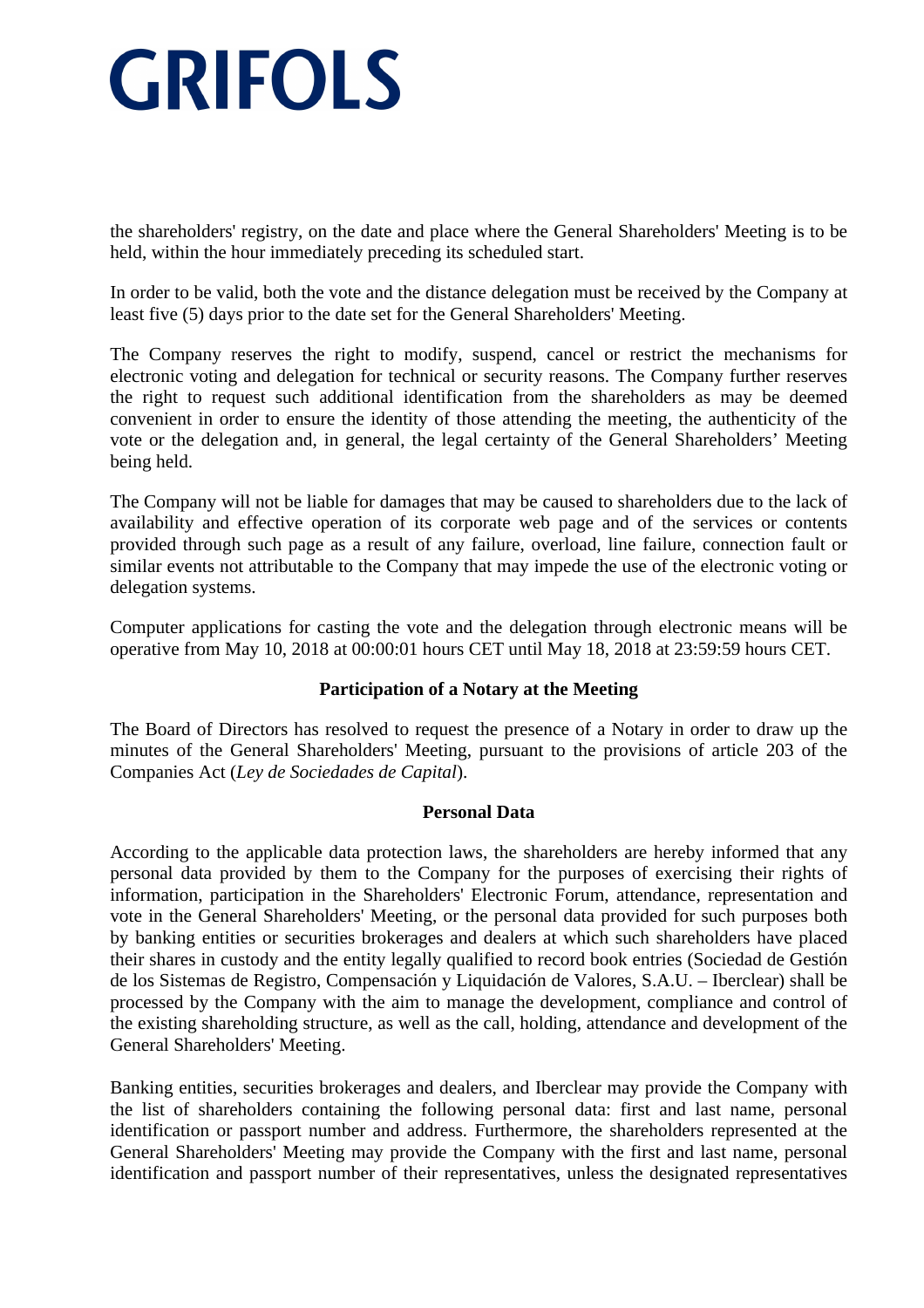the shareholders' registry, on the date and place where the General Shareholders' Meeting is to be held, within the hour immediately preceding its scheduled start.

In order to be valid, both the vote and the distance delegation must be received by the Company at least five (5) days prior to the date set for the General Shareholders' Meeting.

The Company reserves the right to modify, suspend, cancel or restrict the mechanisms for electronic voting and delegation for technical or security reasons. The Company further reserves the right to request such additional identification from the shareholders as may be deemed convenient in order to ensure the identity of those attending the meeting, the authenticity of the vote or the delegation and, in general, the legal certainty of the General Shareholders' Meeting being held.

The Company will not be liable for damages that may be caused to shareholders due to the lack of availability and effective operation of its corporate web page and of the services or contents provided through such page as a result of any failure, overload, line failure, connection fault or similar events not attributable to the Company that may impede the use of the electronic voting or delegation systems.

Computer applications for casting the vote and the delegation through electronic means will be operative from May 10, 2018 at 00:00:01 hours CET until May 18, 2018 at 23:59:59 hours CET.

**Participation of a Notary at the Meeting**

The Board of Directors has resolved to request the presence of a Notary in order to draw up the minutes of the General Shareholders' Meeting, pursuant to the provisions of article 203 of the Companies Act (*Ley de Sociedades de Capital*).

**Personal Data**

According to the applicable data protection laws, the shareholders are hereby informed that any personal data provided by them to the Company for the purposes of exercising their rights of information, participation in the Shareholders' Electronic Forum, attendance, representation and vote in the General Shareholders' Meeting, or the personal data provided for such purposes both by banking entities or securities brokerages and dealers at which such shareholders have placed their shares in custody and the entity legally qualified to record book entries (Sociedad de Gestión de los Sistemas de Registro, Compensación y Liquidación de Valores, S.A.U. – Iberclear) shall be processed by the Company with the aim to manage the development, compliance and control of the existing shareholding structure, as well as the call, holding, attendance and development of the General Shareholders' Meeting.

Banking entities, securities brokerages and dealers, and Iberclear may provide the Company with the list of shareholders containing the following personal data: first and last name, personal identification or passport number and address. Furthermore, the shareholders represented at the General Shareholders' Meeting may provide the Company with the first and last name, personal identification and passport number of their representatives, unless the designated representatives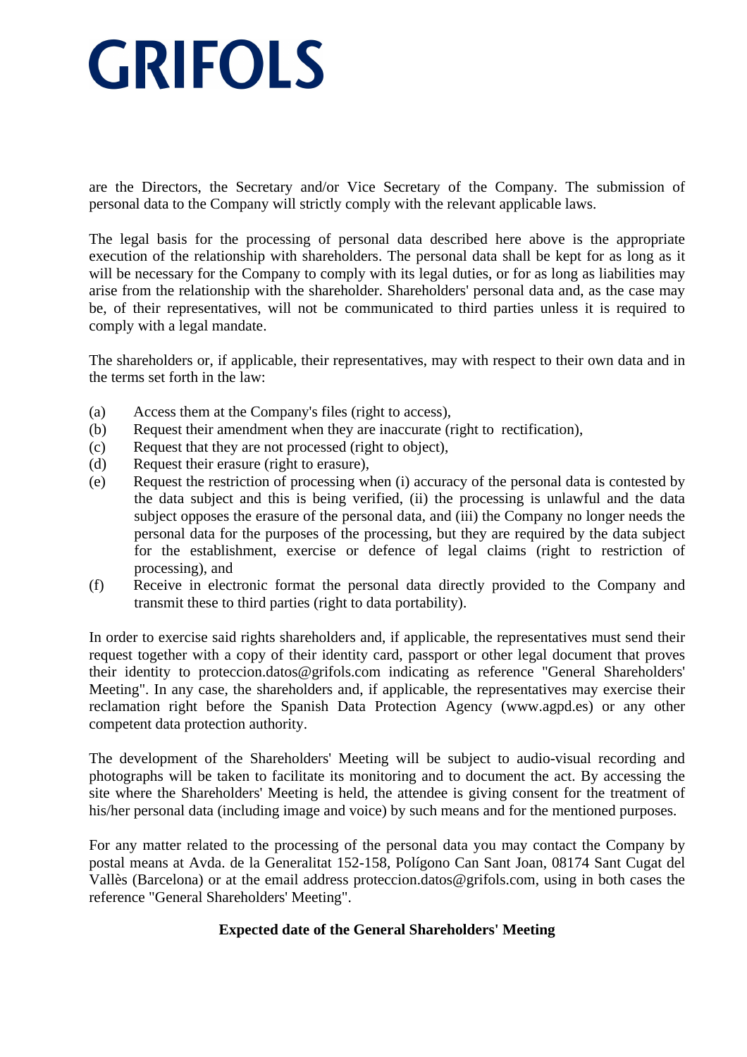are the Directors, the Secretary and/or Vice Secretary of the Company. The submission of personal data to the Company will strictly comply with the relevant applicable laws.

The legal basis for the processing of personal data described here above is the appropriate execution of the relationship with shareholders. The personal data shall be kept for as long as it will be necessary for the Company to comply with its legal duties, or for as long as liabilities may arise from the relationship with the shareholder. Shareholders' personal data and, as the case may be, of their representatives, will not be communicated to third parties unless it is required to comply with a legal mandate.

The shareholders or, if applicable, their representatives, may with respect to their own data and in the terms set forth in the law:

(a) Access them at the Company's files (right to access),
(b) Request their amendment when they are inaccurate (right to rectification),
(c) Request that they are not processed (right to object),
(d) Request their erasure (right to erasure),
(e) Request the restriction of processing when (i) accuracy of the personal data is contested by the data subject and this is being verified, (ii) the processing is unlawful and the data subject opposes the erasure of the personal data, and (iii) the Company no longer needs the personal data for the purposes of the processing, but they are required by the data subject for the establishment, exercise or defence of legal claims (right to restriction of processing), and
(f) Receive in electronic format the personal data directly provided to the Company and transmit these to third parties (right to data portability).

In order to exercise said rights shareholders and, if applicable, the representatives must send their request together with a copy of their identity card, passport or other legal document that proves their identity to proteccion.datos@grifols.com indicating as reference "General Shareholders' Meeting". In any case, the shareholders and, if applicable, the representatives may exercise their reclamation right before the Spanish Data Protection Agency (www.agpd.es) or any other competent data protection authority.

The development of the Shareholders' Meeting will be subject to audio-visual recording and photographs will be taken to facilitate its monitoring and to document the act. By accessing the site where the Shareholders' Meeting is held, the attendee is giving consent for the treatment of his/her personal data (including image and voice) by such means and for the mentioned purposes.

For any matter related to the processing of the personal data you may contact the Company by postal means at Avda. de la Generalitat 152-158, Polígono Can Sant Joan, 08174 Sant Cugat del Vallès (Barcelona) or at the email address proteccion.datos@grifols.com, using in both cases the reference "General Shareholders' Meeting".

**Expected date of the General Shareholders' Meeting**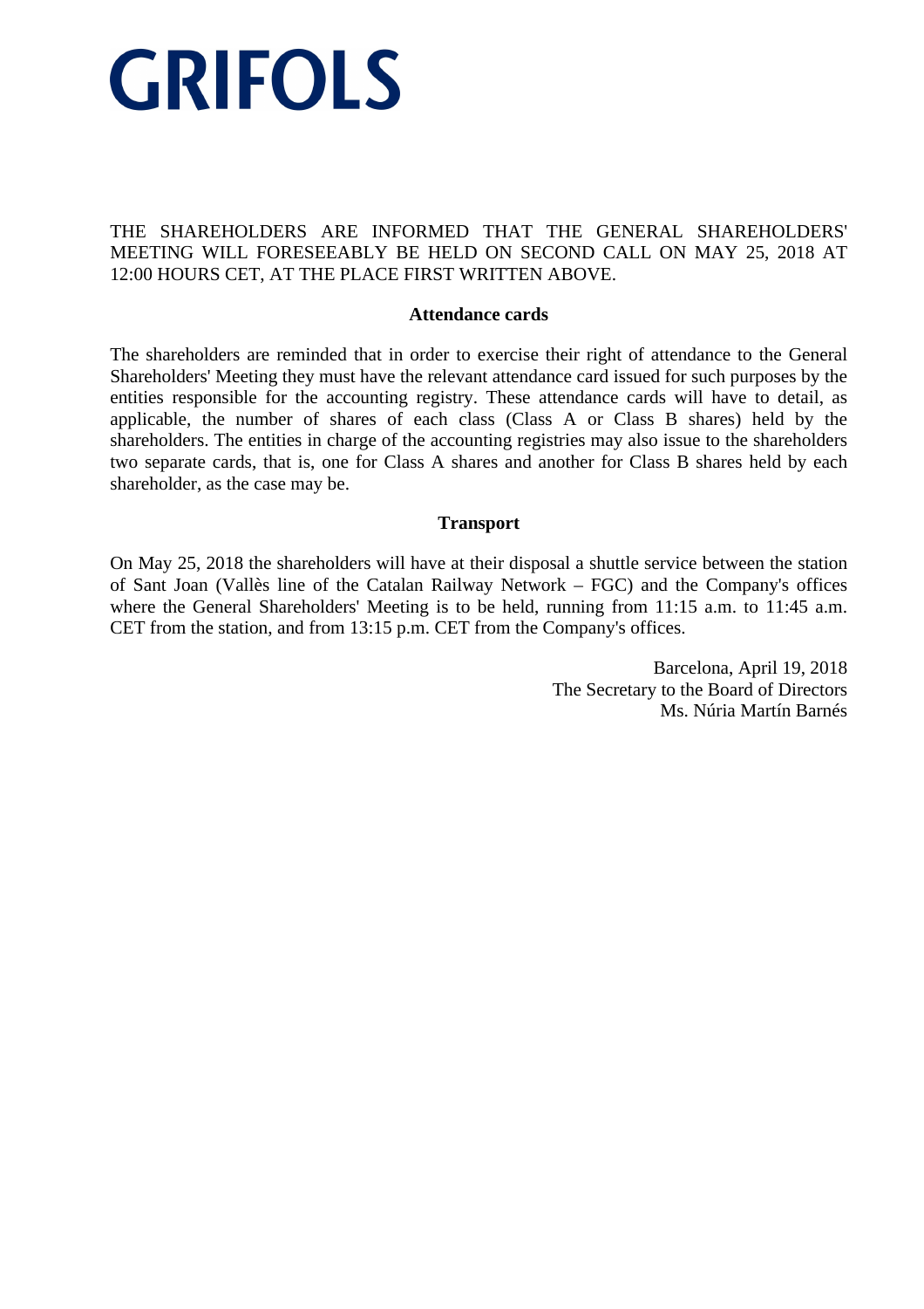GRIFOLS

THE SHAREHOLDERS ARE INFORMED THAT THE GENERAL SHAREHOLDERS' MEETING WILL FORESEEABLY BE HELD ON SECOND CALL ON MAY 25, 2018 AT 12:00 HOURS CET, AT THE PLACE FIRST WRITTEN ABOVE.

**Attendance cards**

The shareholders are reminded that in order to exercise their right of attendance to the General Shareholders' Meeting they must have the relevant attendance card issued for such purposes by the entities responsible for the accounting registry. These attendance cards will have to detail, as applicable, the number of shares of each class (Class A or Class B shares) held by the shareholders. The entities in charge of the accounting registries may also issue to the shareholders two separate cards, that is, one for Class A shares and another for Class B shares held by each shareholder, as the case may be.

**Transport**

On May 25, 2018 the shareholders will have at their disposal a shuttle service between the station of Sant Joan (Vallès line of the Catalan Railway Network – FGC) and the Company's offices where the General Shareholders' Meeting is to be held, running from 11:15 a.m. to 11:45 a.m. CET from the station, and from 13:15 p.m. CET from the Company's offices.

Barcelona, April 19, 2018
The Secretary to the Board of Directors
Ms. Núria Martín Barnés